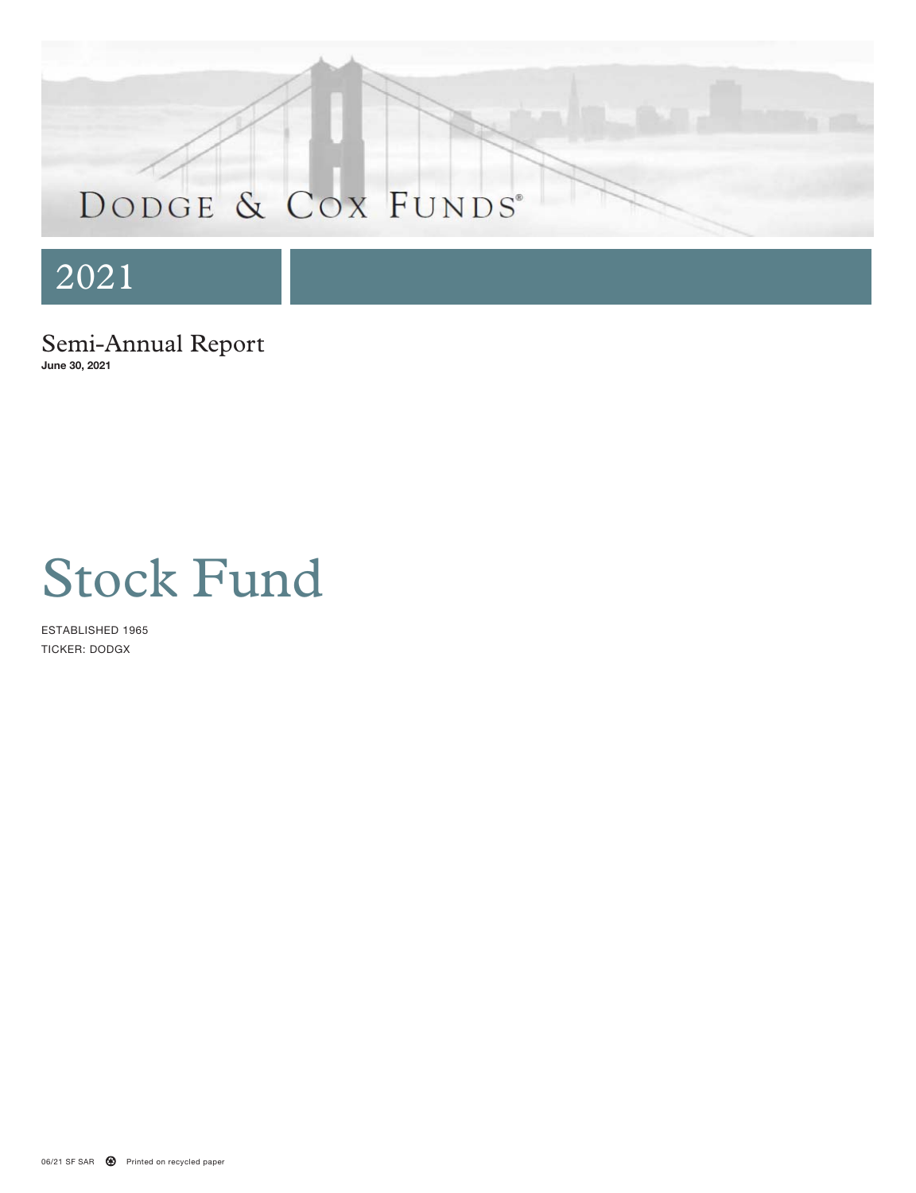# Dodge & Cox Funds®

## 2021

### Semi-Annual Report

**June 30, 2021**

# Stock Fund

ESTABLISHED 1965

TICKER: DODGX

06/21 SF SAR Printed on recycled paper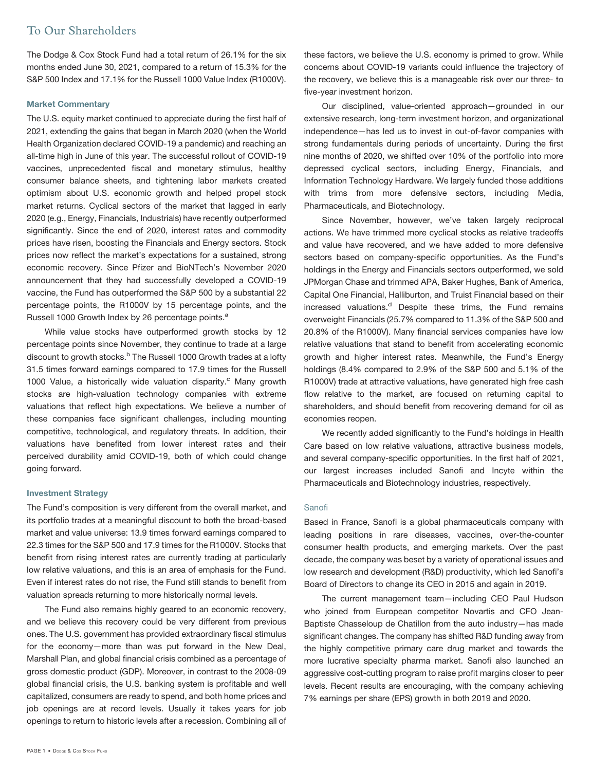## To Our Shareholders

The Dodge & Cox Stock Fund had a total return of 26.1% for the six months ended June 30, 2021, compared to a return of 15.3% for the S&P 500 Index and 17.1% for the Russell 1000 Value Index (R1000V).

### Market Commentary

The U.S. equity market continued to appreciate during the first half of 2021, extending the gains that began in March 2020 (when the World Health Organization declared COVID-19 a pandemic) and reaching an all-time high in June of this year. The successful rollout of COVID-19 vaccines, unprecedented fiscal and monetary stimulus, healthy consumer balance sheets, and tightening labor markets created optimism about U.S. economic growth and helped propel stock market returns. Cyclical sectors of the market that lagged in early 2020 (e.g., Energy, Financials, Industrials) have recently outperformed significantly. Since the end of 2020, interest rates and commodity prices have risen, boosting the Financials and Energy sectors. Stock prices now reflect the market's expectations for a sustained, strong economic recovery. Since Pfizer and BioNTech's November 2020 announcement that they had successfully developed a COVID-19 vaccine, the Fund has outperformed the S&P 500 by a substantial 22 percentage points, the R1000V by 15 percentage points, and the Russell 1000 Growth Index by 26 percentage points.[a]

While value stocks have outperformed growth stocks by 12 percentage points since November, they continue to trade at a large discount to growth stocks.[b] The Russell 1000 Growth trades at a lofty 31.5 times forward earnings compared to 17.9 times for the Russell 1000 Value, a historically wide valuation disparity.[c] Many growth stocks are high-valuation technology companies with extreme valuations that reflect high expectations. We believe a number of these companies face significant challenges, including mounting competitive, technological, and regulatory threats. In addition, their valuations have benefited from lower interest rates and their perceived durability amid COVID-19, both of which could change going forward.

### Investment Strategy

The Fund's composition is very different from the overall market, and its portfolio trades at a meaningful discount to both the broad-based market and value universe: 13.9 times forward earnings compared to 22.3 times for the S&P 500 and 17.9 times for the R1000V. Stocks that benefit from rising interest rates are currently trading at particularly low relative valuations, and this is an area of emphasis for the Fund. Even if interest rates do not rise, the Fund still stands to benefit from valuation spreads returning to more historically normal levels.

The Fund also remains highly geared to an economic recovery, and we believe this recovery could be very different from previous ones. The U.S. government has provided extraordinary fiscal stimulus for the economy—more than was put forward in the New Deal, Marshall Plan, and global financial crisis combined as a percentage of gross domestic product (GDP). Moreover, in contrast to the 2008-09 global financial crisis, the U.S. banking system is profitable and well capitalized, consumers are ready to spend, and both home prices and job openings are at record levels. Usually it takes years for job openings to return to historic levels after a recession. Combining all of these factors, we believe the U.S. economy is primed to grow. While concerns about COVID-19 variants could influence the trajectory of the recovery, we believe this is a manageable risk over our three- to five-year investment horizon.

Our disciplined, value-oriented approach—grounded in our extensive research, long-term investment horizon, and organizational independence—has led us to invest in out-of-favor companies with strong fundamentals during periods of uncertainty. During the first nine months of 2020, we shifted over 10% of the portfolio into more depressed cyclical sectors, including Energy, Financials, and Information Technology Hardware. We largely funded those additions with trims from more defensive sectors, including Media, Pharmaceuticals, and Biotechnology.

Since November, however, we've taken largely reciprocal actions. We have trimmed more cyclical stocks as relative tradeoffs and value have recovered, and we have added to more defensive sectors based on company-specific opportunities. As the Fund's holdings in the Energy and Financials sectors outperformed, we sold JPMorgan Chase and trimmed APA, Baker Hughes, Bank of America, Capital One Financial, Halliburton, and Truist Financial based on their increased valuations.[d] Despite these trims, the Fund remains overweight Financials (25.7% compared to 11.3% of the S&P 500 and 20.8% of the R1000V). Many financial services companies have low relative valuations that stand to benefit from accelerating economic growth and higher interest rates. Meanwhile, the Fund's Energy holdings (8.4% compared to 2.9% of the S&P 500 and 5.1% of the R1000V) trade at attractive valuations, have generated high free cash flow relative to the market, are focused on returning capital to shareholders, and should benefit from recovering demand for oil as economies reopen.

We recently added significantly to the Fund's holdings in Health Care based on low relative valuations, attractive business models, and several company-specific opportunities. In the first half of 2021, our largest increases included Sanofi and Incyte within the Pharmaceuticals and Biotechnology industries, respectively.

#### Sanofi

Based in France, Sanofi is a global pharmaceuticals company with leading positions in rare diseases, vaccines, over-the-counter consumer health products, and emerging markets. Over the past decade, the company was beset by a variety of operational issues and low research and development (R&D) productivity, which led Sanofi's Board of Directors to change its CEO in 2015 and again in 2019.

The current management team—including CEO Paul Hudson who joined from European competitor Novartis and CFO Jean-Baptiste Chasseloup de Chatillon from the auto industry—has made significant changes. The company has shifted R&D funding away from the highly competitive primary care drug market and towards the more lucrative specialty pharma market. Sanofi also launched an aggressive cost-cutting program to raise profit margins closer to peer levels. Recent results are encouraging, with the company achieving 7% earnings per share (EPS) growth in both 2019 and 2020.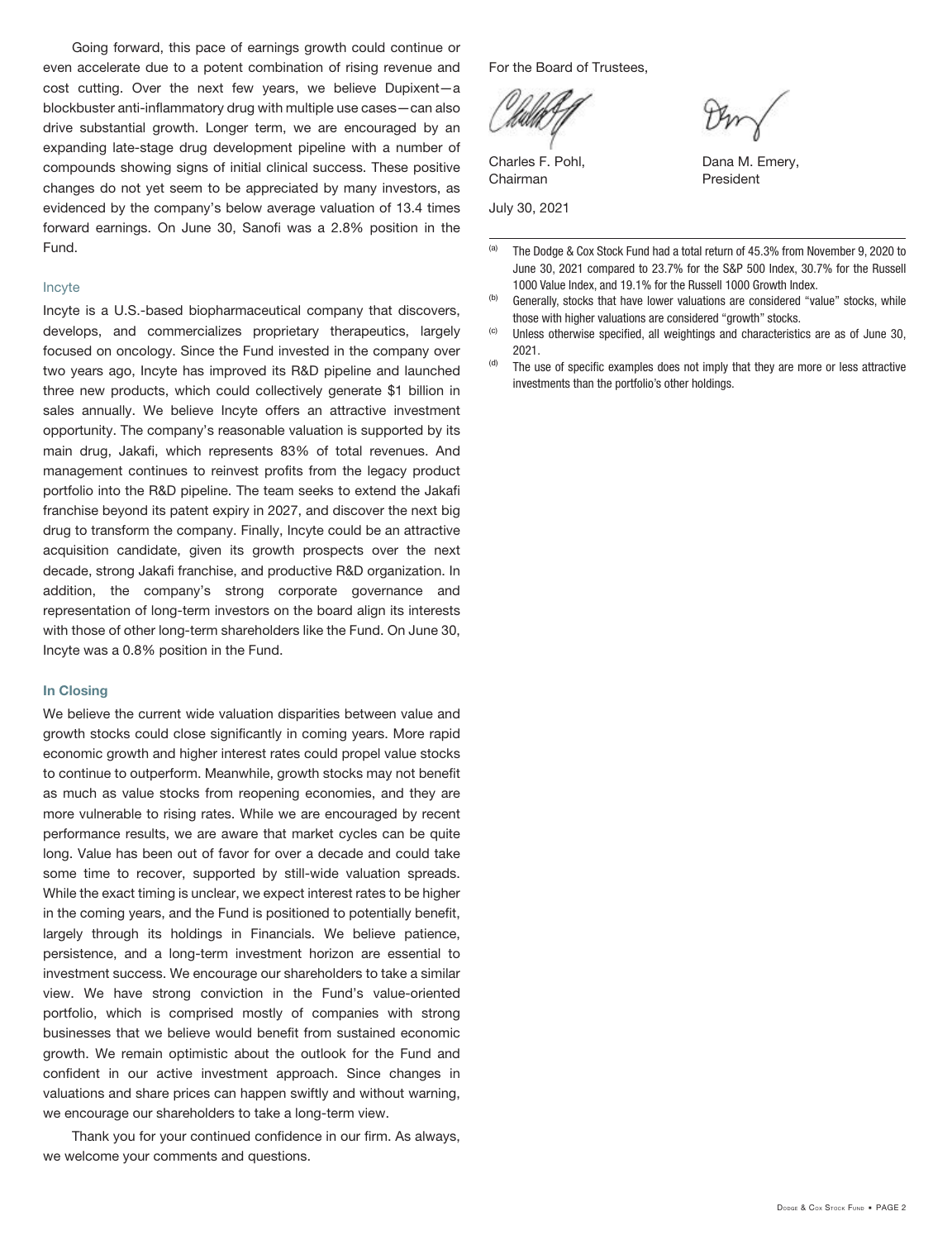Going forward, this pace of earnings growth could continue or even accelerate due to a potent combination of rising revenue and cost cutting. Over the next few years, we believe Dupixent—a blockbuster anti-inflammatory drug with multiple use cases—can also drive substantial growth. Longer term, we are encouraged by an expanding late-stage drug development pipeline with a number of compounds showing signs of initial clinical success. These positive changes do not yet seem to be appreciated by many investors, as evidenced by the company's below average valuation of 13.4 times forward earnings. On June 30, Sanofi was a 2.8% position in the Fund.

### Incyte

Incyte is a U.S.-based biopharmaceutical company that discovers, develops, and commercializes proprietary therapeutics, largely focused on oncology. Since the Fund invested in the company over two years ago, Incyte has improved its R&D pipeline and launched three new products, which could collectively generate $1 billion in sales annually. We believe Incyte offers an attractive investment opportunity. The company's reasonable valuation is supported by its main drug, Jakafi, which represents 83% of total revenues. And management continues to reinvest profits from the legacy product portfolio into the R&D pipeline. The team seeks to extend the Jakafi franchise beyond its patent expiry in 2027, and discover the next big drug to transform the company. Finally, Incyte could be an attractive acquisition candidate, given its growth prospects over the next decade, strong Jakafi franchise, and productive R&D organization. In addition, the company's strong corporate governance and representation of long-term investors on the board align its interests with those of other long-term shareholders like the Fund. On June 30, Incyte was a 0.8% position in the Fund.

## In Closing

We believe the current wide valuation disparities between value and growth stocks could close significantly in coming years. More rapid economic growth and higher interest rates could propel value stocks to continue to outperform. Meanwhile, growth stocks may not benefit as much as value stocks from reopening economies, and they are more vulnerable to rising rates. While we are encouraged by recent performance results, we are aware that market cycles can be quite long. Value has been out of favor for over a decade and could take some time to recover, supported by still-wide valuation spreads. While the exact timing is unclear, we expect interest rates to be higher in the coming years, and the Fund is positioned to potentially benefit, largely through its holdings in Financials. We believe patience, persistence, and a long-term investment horizon are essential to investment success. We encourage our shareholders to take a similar view. We have strong conviction in the Fund's value-oriented portfolio, which is comprised mostly of companies with strong businesses that we believe would benefit from sustained economic growth. We remain optimistic about the outlook for the Fund and confident in our active investment approach. Since changes in valuations and share prices can happen swiftly and without warning, we encourage our shareholders to take a long-term view.

Thank you for your continued confidence in our firm. As always, we welcome your comments and questions.

For the Board of Trustees,

Charles F. Pohl,
Chairman

Dana M. Emery,
President

July 30, 2021

---

[a] The Dodge & Cox Stock Fund had a total return of 45.3% from November 9, 2020 to June 30, 2021 compared to 23.7% for the S&P 500 Index, 30.7% for the Russell 1000 Value Index, and 19.1% for the Russell 1000 Growth Index.

[b] Generally, stocks that have lower valuations are considered "value" stocks, while those with higher valuations are considered "growth" stocks.

[c] Unless otherwise specified, all weightings and characteristics are as of June 30, 2021.

[d] The use of specific examples does not imply that they are more or less attractive investments than the portfolio's other holdings.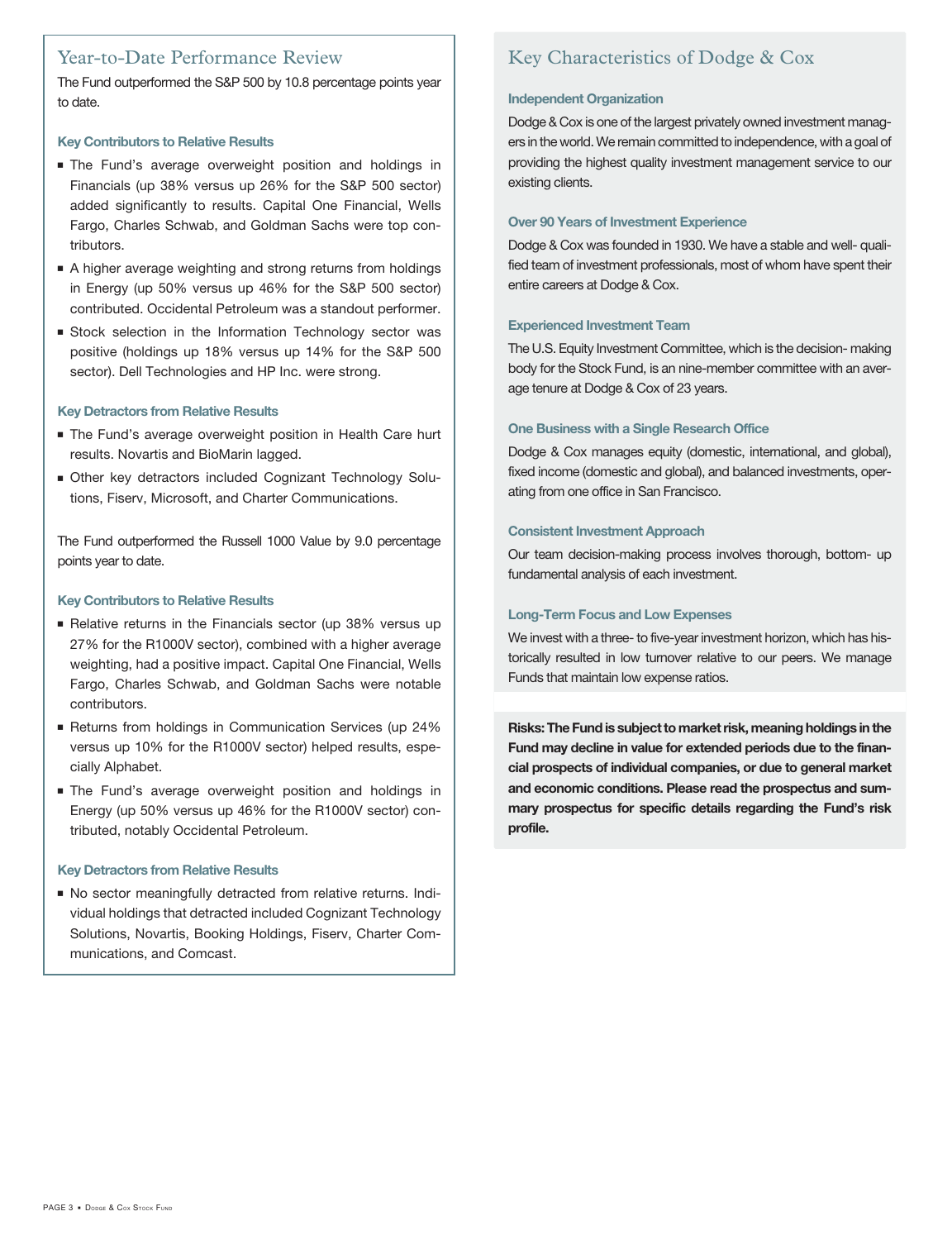## Year-to-Date Performance Review

The Fund outperformed the S&P 500 by 10.8 percentage points year to date.

### Key Contributors to Relative Results

- The Fund's average overweight position and holdings in Financials (up 38% versus up 26% for the S&P 500 sector) added significantly to results. Capital One Financial, Wells Fargo, Charles Schwab, and Goldman Sachs were top contributors.
- A higher average weighting and strong returns from holdings in Energy (up 50% versus up 46% for the S&P 500 sector) contributed. Occidental Petroleum was a standout performer.
- Stock selection in the Information Technology sector was positive (holdings up 18% versus up 14% for the S&P 500 sector). Dell Technologies and HP Inc. were strong.

### Key Detractors from Relative Results

- The Fund's average overweight position in Health Care hurt results. Novartis and BioMarin lagged.
- Other key detractors included Cognizant Technology Solutions, Fiserv, Microsoft, and Charter Communications.

The Fund outperformed the Russell 1000 Value by 9.0 percentage points year to date.

### Key Contributors to Relative Results

- Relative returns in the Financials sector (up 38% versus up 27% for the R1000V sector), combined with a higher average weighting, had a positive impact. Capital One Financial, Wells Fargo, Charles Schwab, and Goldman Sachs were notable contributors.
- Returns from holdings in Communication Services (up 24% versus up 10% for the R1000V sector) helped results, especially Alphabet.
- The Fund's average overweight position and holdings in Energy (up 50% versus up 46% for the R1000V sector) contributed, notably Occidental Petroleum.

### Key Detractors from Relative Results

- No sector meaningfully detracted from relative returns. Individual holdings that detracted included Cognizant Technology Solutions, Novartis, Booking Holdings, Fiserv, Charter Communications, and Comcast.

## Key Characteristics of Dodge & Cox

### Independent Organization

Dodge & Cox is one of the largest privately owned investment managers in the world. We remain committed to independence, with a goal of providing the highest quality investment management service to our existing clients.

### Over 90 Years of Investment Experience

Dodge & Cox was founded in 1930. We have a stable and well- qualified team of investment professionals, most of whom have spent their entire careers at Dodge & Cox.

### Experienced Investment Team

The U.S. Equity Investment Committee, which is the decision- making body for the Stock Fund, is an nine-member committee with an average tenure at Dodge & Cox of 23 years.

### One Business with a Single Research Office

Dodge & Cox manages equity (domestic, international, and global), fixed income (domestic and global), and balanced investments, operating from one office in San Francisco.

### Consistent Investment Approach

Our team decision-making process involves thorough, bottom- up fundamental analysis of each investment.

### Long-Term Focus and Low Expenses

We invest with a three- to five-year investment horizon, which has historically resulted in low turnover relative to our peers. We manage Funds that maintain low expense ratios.

**Risks: The Fund is subject to market risk, meaning holdings in the Fund may decline in value for extended periods due to the financial prospects of individual companies, or due to general market and economic conditions. Please read the prospectus and summary prospectus for specific details regarding the Fund's risk profile.**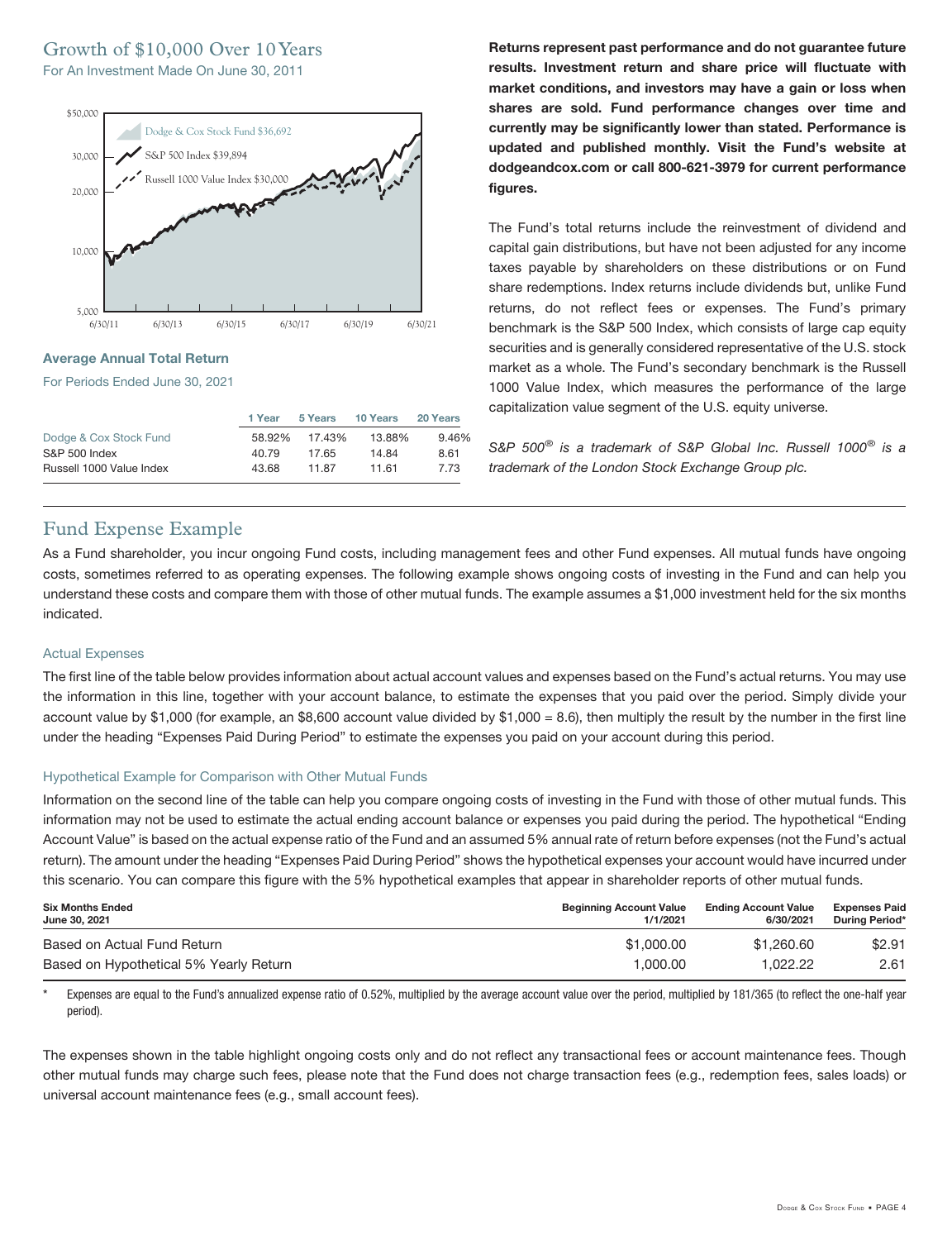## Growth of $10,000 Over 10 Years

For An Investment Made On June 30, 2011

Dodge & Cox Stock Fund $36,692

S&P 500 Index $39,894

Russell 1000 Value Index $30,000

### Average Annual Total Return

For Periods Ended June 30, 2021

| | 1 Year | 5 Years | 10 Years | 20 Years |
|---|---|---|---|---|
| Dodge & Cox Stock Fund | 58.92% | 17.43% | 13.88% | 9.46% |
| S&P 500 Index | 40.79 | 17.65 | 14.84 | 8.61 |
| Russell 1000 Value Index | 43.68 | 11.87 | 11.61 | 7.73 |

**Returns represent past performance and do not guarantee future results. Investment return and share price will fluctuate with market conditions, and investors may have a gain or loss when shares are sold. Fund performance changes over time and currently may be significantly lower than stated. Performance is updated and published monthly. Visit the Fund's website at dodgeandcox.com or call 800-621-3979 for current performance figures.**

The Fund's total returns include the reinvestment of dividend and capital gain distributions, but have not been adjusted for any income taxes payable by shareholders on these distributions or on Fund share redemptions. Index returns include dividends but, unlike Fund returns, do not reflect fees or expenses. The Fund's primary benchmark is the S&P 500 Index, which consists of large cap equity securities and is generally considered representative of the U.S. stock market as a whole. The Fund's secondary benchmark is the Russell 1000 Value Index, which measures the performance of the large capitalization value segment of the U.S. equity universe.

*S&P 500® is a trademark of S&P Global Inc. Russell 1000® is a trademark of the London Stock Exchange Group plc.*

## Fund Expense Example

As a Fund shareholder, you incur ongoing Fund costs, including management fees and other Fund expenses. All mutual funds have ongoing costs, sometimes referred to as operating expenses. The following example shows ongoing costs of investing in the Fund and can help you understand these costs and compare them with those of other mutual funds. The example assumes a $1,000 investment held for the six months indicated.

### Actual Expenses

The first line of the table below provides information about actual account values and expenses based on the Fund's actual returns. You may use the information in this line, together with your account balance, to estimate the expenses that you paid over the period. Simply divide your account value by $1,000 (for example, an $8,600 account value divided by $1,000 = 8.6), then multiply the result by the number in the first line under the heading "Expenses Paid During Period" to estimate the expenses you paid on your account during this period.

### Hypothetical Example for Comparison with Other Mutual Funds

Information on the second line of the table can help you compare ongoing costs of investing in the Fund with those of other mutual funds. This information may not be used to estimate the actual ending account balance or expenses you paid during the period. The hypothetical "Ending Account Value" is based on the actual expense ratio of the Fund and an assumed 5% annual rate of return before expenses (not the Fund's actual return). The amount under the heading "Expenses Paid During Period" shows the hypothetical expenses your account would have incurred under this scenario. You can compare this figure with the 5% hypothetical examples that appear in shareholder reports of other mutual funds.

| Six Months Ended June 30, 2021 | Beginning Account Value 1/1/2021 | Ending Account Value 6/30/2021 | Expenses Paid During Period* |
|---|---|---|---|
| Based on Actual Fund Return | $1,000.00 | $1,260.60 | $2.91 |
| Based on Hypothetical 5% Yearly Return | 1,000.00 | 1,022.22 | 2.61 |

\* Expenses are equal to the Fund's annualized expense ratio of 0.52%, multiplied by the average account value over the period, multiplied by 181/365 (to reflect the one-half year period).

The expenses shown in the table highlight ongoing costs only and do not reflect any transactional fees or account maintenance fees. Though other mutual funds may charge such fees, please note that the Fund does not charge transaction fees (e.g., redemption fees, sales loads) or universal account maintenance fees (e.g., small account fees).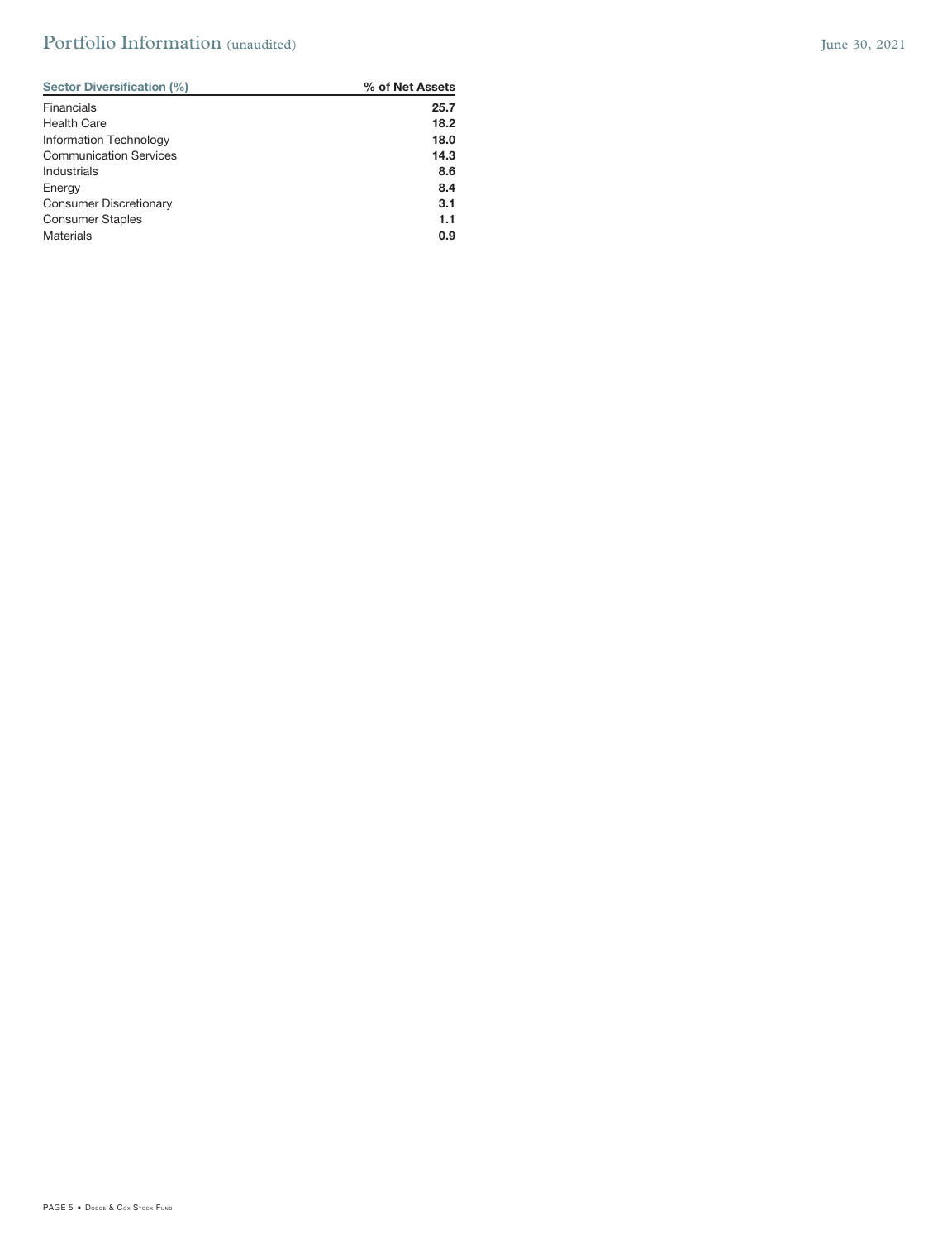# Portfolio Information (unaudited)

June 30, 2021

| Sector Diversification (%) | % of Net Assets |
|---|---|
| Financials | **25.7** |
| Health Care | **18.2** |
| Information Technology | **18.0** |
| Communication Services | **14.3** |
| Industrials | **8.6** |
| Energy | **8.4** |
| Consumer Discretionary | **3.1** |
| Consumer Staples | **1.1** |
| Materials | **0.9** |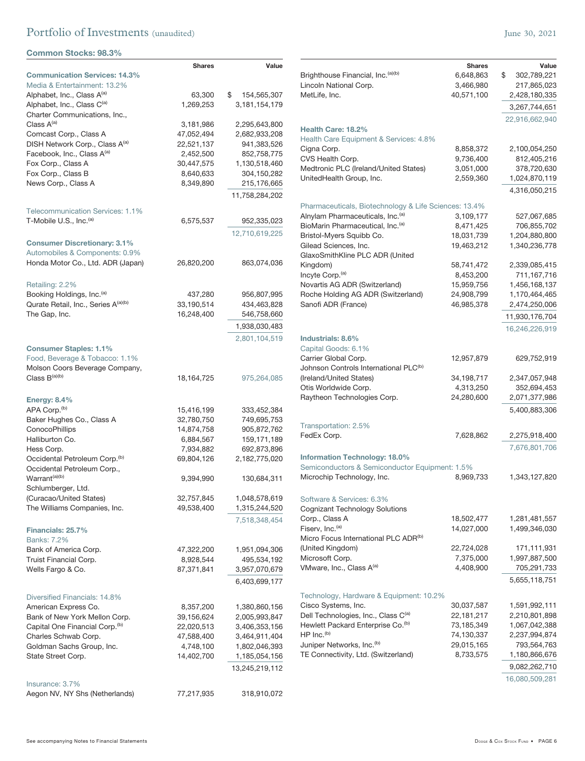# Portfolio of Investments (unaudited)

June 30, 2021

## Common Stocks: 98.3%

| | Shares | Value |
|---|---|---|
| **Communication Services: 14.3%** | | |
| Media & Entertainment: 13.2% | | |
| Alphabet, Inc., Class A[(a)] | 63,300 | $ 154,565,307 |
| Alphabet, Inc., Class C[(a)] | 1,269,253 | 3,181,154,179 |
| Charter Communications, Inc., Class A[(a)] | 3,181,986 | 2,295,643,800 |
| Comcast Corp., Class A | 47,052,494 | 2,682,933,208 |
| DISH Network Corp., Class A[(a)] | 22,521,137 | 941,383,526 |
| Facebook, Inc., Class A[(a)] | 2,452,500 | 852,758,775 |
| Fox Corp., Class A | 30,447,575 | 1,130,518,460 |
| Fox Corp., Class B | 8,640,633 | 304,150,282 |
| News Corp., Class A | 8,349,890 | 215,176,665 |
| | | 11,758,284,202 |
| Telecommunication Services: 1.1% | | |
| T-Mobile U.S., Inc.[(a)] | 6,575,537 | 952,335,023 |
| | | 12,710,619,225 |
| **Consumer Discretionary: 3.1%** | | |
| Automobiles & Components: 0.9% | | |
| Honda Motor Co., Ltd. ADR (Japan) | 26,820,200 | 863,074,036 |
| Retailing: 2.2% | | |
| Booking Holdings, Inc.[(a)] | 437,280 | 956,807,995 |
| Qurate Retail, Inc., Series A[(a)(b)] | 33,190,514 | 434,463,828 |
| The Gap, Inc. | 16,248,400 | 546,758,660 |
| | | 1,938,030,483 |
| | | 2,801,104,519 |
| **Consumer Staples: 1.1%** | | |
| Food, Beverage & Tobacco: 1.1% | | |
| Molson Coors Beverage Company, Class B[(a)(b)] | 18,164,725 | 975,264,085 |
| **Energy: 8.4%** | | |
| APA Corp.[(b)] | 15,416,199 | 333,452,384 |
| Baker Hughes Co., Class A | 32,780,750 | 749,695,753 |
| ConocoPhillips | 14,874,758 | 905,872,762 |
| Halliburton Co. | 6,884,567 | 159,171,189 |
| Hess Corp. | 7,934,882 | 692,873,896 |
| Occidental Petroleum Corp.[(b)] | 69,804,126 | 2,182,775,020 |
| Occidental Petroleum Corp., Warrant[(a)(b)] | 9,394,990 | 130,684,311 |
| Schlumberger, Ltd. (Curacao/United States) | 32,757,845 | 1,048,578,619 |
| The Williams Companies, Inc. | 49,538,400 | 1,315,244,520 |
| | | 7,518,348,454 |
| **Financials: 25.7%** | | |
| Banks: 7.2% | | |
| Bank of America Corp. | 47,322,200 | 1,951,094,306 |
| Truist Financial Corp. | 8,928,544 | 495,534,192 |
| Wells Fargo & Co. | 87,371,841 | 3,957,070,679 |
| | | 6,403,699,177 |
| Diversified Financials: 14.8% | | |
| American Express Co. | 8,357,200 | 1,380,860,156 |
| Bank of New York Mellon Corp. | 39,156,624 | 2,005,993,847 |
| Capital One Financial Corp.[(b)] | 22,020,513 | 3,406,353,156 |
| Charles Schwab Corp. | 47,588,400 | 3,464,911,404 |
| Goldman Sachs Group, Inc. | 4,748,100 | 1,802,046,393 |
| State Street Corp. | 14,402,700 | 1,185,054,156 |
| | | 13,245,219,112 |
| Insurance: 3.7% | | |
| Aegon NV, NY Shs (Netherlands) | 77,217,935 | 318,910,072 |
| Brighthouse Financial, Inc.[(a)(b)] | 6,648,863 | $ 302,789,221 |
| Lincoln National Corp. | 3,466,980 | 217,865,023 |
| MetLife, Inc. | 40,571,100 | 2,428,180,335 |
| | | 3,267,744,651 |
| | | 22,916,662,940 |
| **Health Care: 18.2%** | | |
| Health Care Equipment & Services: 4.8% | | |
| Cigna Corp. | 8,858,372 | 2,100,054,250 |
| CVS Health Corp. | 9,736,400 | 812,405,216 |
| Medtronic PLC (Ireland/United States) | 3,051,000 | 378,720,630 |
| UnitedHealth Group, Inc. | 2,559,360 | 1,024,870,119 |
| | | 4,316,050,215 |
| Pharmaceuticals, Biotechnology & Life Sciences: 13.4% | | |
| Alnylam Pharmaceuticals, Inc.[(a)] | 3,109,177 | 527,067,685 |
| BioMarin Pharmaceutical, Inc.[(a)] | 8,471,425 | 706,855,702 |
| Bristol-Myers Squibb Co. | 18,031,739 | 1,204,880,800 |
| Gilead Sciences, Inc. | 19,463,212 | 1,340,236,778 |
| GlaxoSmithKline PLC ADR (United Kingdom) | 58,741,472 | 2,339,085,415 |
| Incyte Corp.[(a)] | 8,453,200 | 711,167,716 |
| Novartis AG ADR (Switzerland) | 15,959,756 | 1,456,168,137 |
| Roche Holding AG ADR (Switzerland) | 24,908,799 | 1,170,464,465 |
| Sanofi ADR (France) | 46,985,378 | 2,474,250,006 |
| | | 11,930,176,704 |
| | | 16,246,226,919 |
| **Industrials: 8.6%** | | |
| Capital Goods: 6.1% | | |
| Carrier Global Corp. | 12,957,879 | 629,752,919 |
| Johnson Controls International PLC[(b)] (Ireland/United States) | 34,198,717 | 2,347,057,948 |
| Otis Worldwide Corp. | 4,313,250 | 352,694,453 |
| Raytheon Technologies Corp. | 24,280,600 | 2,071,377,986 |
| | | 5,400,883,306 |
| Transportation: 2.5% | | |
| FedEx Corp. | 7,628,862 | 2,275,918,400 |
| | | 7,676,801,706 |
| **Information Technology: 18.0%** | | |
| Semiconductors & Semiconductor Equipment: 1.5% | | |
| Microchip Technology, Inc. | 8,969,733 | 1,343,127,820 |
| Software & Services: 6.3% | | |
| Cognizant Technology Solutions Corp., Class A | 18,502,477 | 1,281,481,557 |
| Fiserv, Inc.[(a)] | 14,027,000 | 1,499,346,030 |
| Micro Focus International PLC ADR[(b)] (United Kingdom) | 22,724,028 | 171,111,931 |
| Microsoft Corp. | 7,375,000 | 1,997,887,500 |
| VMware, Inc., Class A[(a)] | 4,408,900 | 705,291,733 |
| | | 5,655,118,751 |
| Technology, Hardware & Equipment: 10.2% | | |
| Cisco Systems, Inc. | 30,037,587 | 1,591,992,111 |
| Dell Technologies, Inc., Class C[(a)] | 22,181,217 | 2,210,801,898 |
| Hewlett Packard Enterprise Co.[(b)] | 73,185,349 | 1,067,042,388 |
| HP Inc.[(b)] | 74,130,337 | 2,237,994,874 |
| Juniper Networks, Inc.[(b)] | 29,015,165 | 793,564,763 |
| TE Connectivity, Ltd. (Switzerland) | 8,733,575 | 1,180,866,676 |
| | | 9,082,262,710 |
| | | 16,080,509,281 |

See accompanying Notes to Financial Statements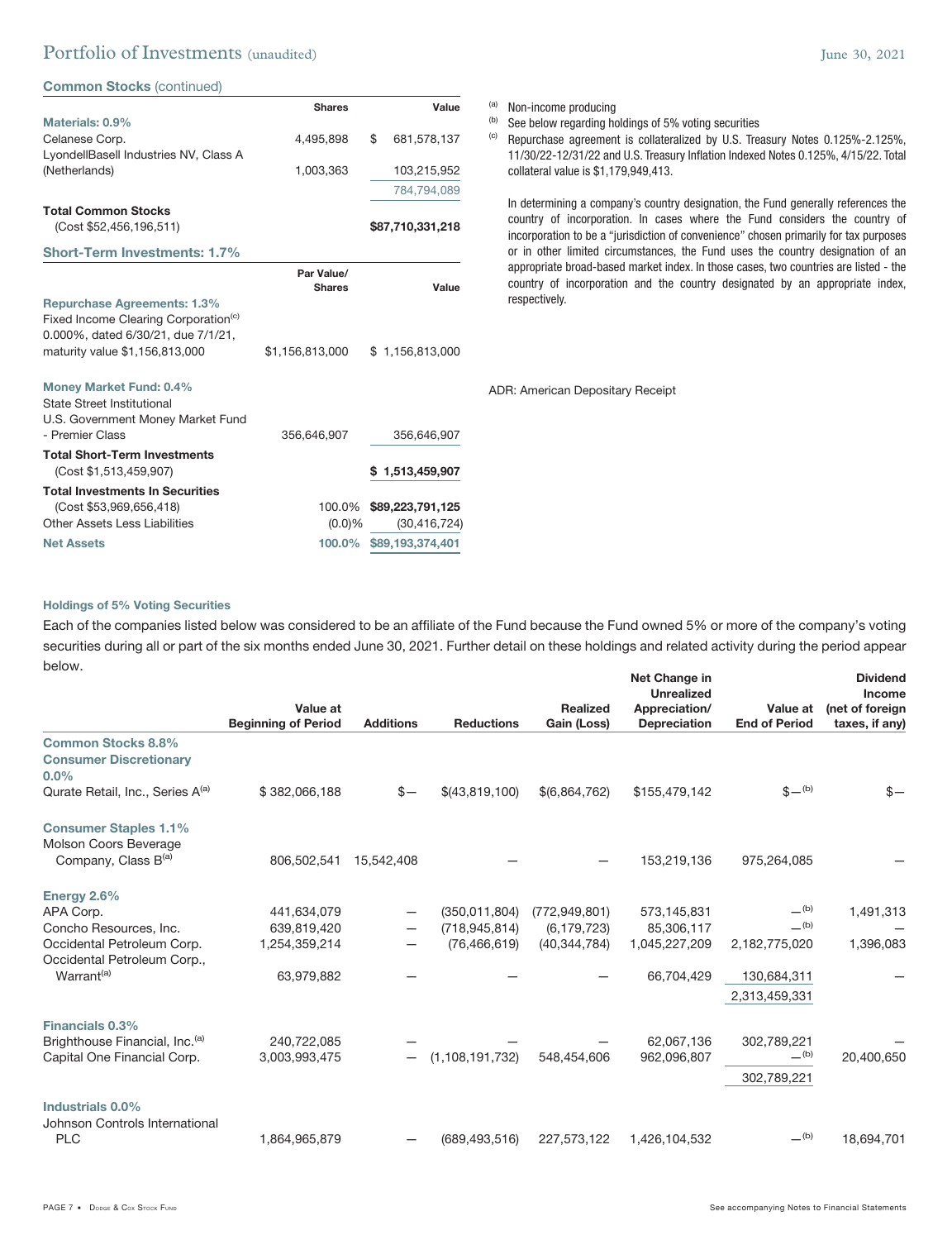## Common Stocks (continued)

| | Shares | Value |
|---|---|---|
| **Materials: 0.9%** | | |
| Celanese Corp. | 4,495,898 | $ 681,578,137 |
| LyondellBasell Industries NV, Class A (Netherlands) | 1,003,363 | 103,215,952 |
| | | 784,794,089 |
| **Total Common Stocks** (Cost $52,456,196,511) | | **$87,710,331,218** |

## Short-Term Investments: 1.7%

| | Par Value/ Shares | Value |
|---|---|---|
| **Repurchase Agreements: 1.3%** | | |
| Fixed Income Clearing Corporation[(c)] 0.000%, dated 6/30/21, due 7/1/21, maturity value $1,156,813,000 | $1,156,813,000 | $ 1,156,813,000 |
| **Money Market Fund: 0.4%** | | |
| State Street Institutional U.S. Government Money Market Fund - Premier Class | 356,646,907 | 356,646,907 |
| **Total Short-Term Investments** (Cost $1,513,459,907) | | **$ 1,513,459,907** |
| **Total Investments In Securities** (Cost $53,969,656,418) | 100.0% | **$89,223,791,125** |
| Other Assets Less Liabilities | (0.0)% | (30,416,724) |
| **Net Assets** | **100.0%** | **$89,193,374,401** |

(a) Non-income producing

(b) See below regarding holdings of 5% voting securities

(c) Repurchase agreement is collateralized by U.S. Treasury Notes 0.125%-2.125%, 11/30/22-12/31/22 and U.S. Treasury Inflation Indexed Notes 0.125%, 4/15/22. Total collateral value is $1,179,949,413.

In determining a company's country designation, the Fund generally references the country of incorporation. In cases where the Fund considers the country of incorporation to be a "jurisdiction of convenience" chosen primarily for tax purposes or in other limited circumstances, the Fund uses the country designation of an appropriate broad-based market index. In those cases, two countries are listed - the country of incorporation and the country designated by an appropriate index, respectively.

ADR: American Depositary Receipt

### Holdings of 5% Voting Securities

Each of the companies listed below was considered to be an affiliate of the Fund because the Fund owned 5% or more of the company's voting securities during all or part of the six months ended June 30, 2021. Further detail on these holdings and related activity during the period appear below.

| | Value at Beginning of Period | Additions | Reductions | Realized Gain (Loss) | Net Change in Unrealized Appreciation/ Depreciation | Value at End of Period | Dividend Income (net of foreign taxes, if any) |
|---|---|---|---|---|---|---|---|
| **Common Stocks 8.8%** | | | | | | | |
| **Consumer Discretionary 0.0%** | | | | | | | |
| Qurate Retail, Inc., Series A[(a)] | $ 382,066,188 | $— | $(43,819,100) | $(6,864,762) | $155,479,142 | $—[(b)] | $— |
| **Consumer Staples 1.1%** | | | | | | | |
| Molson Coors Beverage Company, Class B[(a)] | 806,502,541 | 15,542,408 | — | — | 153,219,136 | 975,264,085 | — |
| **Energy 2.6%** | | | | | | | |
| APA Corp. | 441,634,079 | — | (350,011,804) | (772,949,801) | 573,145,831 | —[(b)] | 1,491,313 |
| Concho Resources, Inc. | 639,819,420 | — | (718,945,814) | (6,179,723) | 85,306,117 | —[(b)] | — |
| Occidental Petroleum Corp. | 1,254,359,214 | — | (76,466,619) | (40,344,784) | 1,045,227,209 | 2,182,775,020 | 1,396,083 |
| Occidental Petroleum Corp., Warrant[(a)] | 63,979,882 | — | — | — | 66,704,429 | 130,684,311 | — |
| | | | | | | 2,313,459,331 | |
| **Financials 0.3%** | | | | | | | |
| Brighthouse Financial, Inc.[(a)] | 240,722,085 | — | — | — | 62,067,136 | 302,789,221 | — |
| Capital One Financial Corp. | 3,003,993,475 | — | (1,108,191,732) | 548,454,606 | 962,096,807 | —[(b)] | 20,400,650 |
| | | | | | | 302,789,221 | |
| **Industrials 0.0%** | | | | | | | |
| Johnson Controls International PLC | 1,864,965,879 | — | (689,493,516) | 227,573,122 | 1,426,104,532 | —[(b)] | 18,694,701 |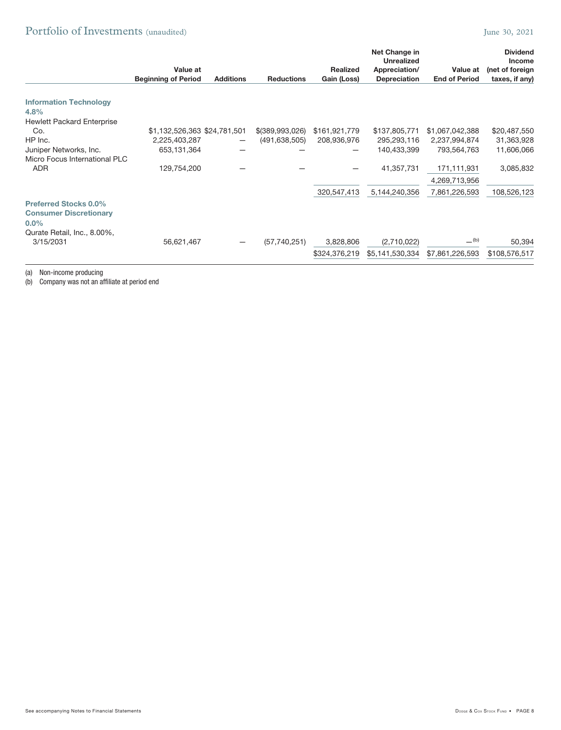| | Value at Beginning of Period | Additions | Reductions | Realized Gain (Loss) | Net Change in Unrealized Appreciation/ Depreciation | Value at End of Period | Dividend Income (net of foreign taxes, if any) |
|---|---|---|---|---|---|---|---|
| **Information Technology 4.8%** | | | | | | | |
| Hewlett Packard Enterprise Co. | $1,132,526,363 | $24,781,501 | $(389,993,026) | $161,921,779 | $137,805,771 | $1,067,042,388 | $20,487,550 |
| HP Inc. | 2,225,403,287 | — | (491,638,505) | 208,936,976 | 295,293,116 | 2,237,994,874 | 31,363,928 |
| Juniper Networks, Inc. | 653,131,364 | — | — | — | 140,433,399 | 793,564,763 | 11,606,066 |
| Micro Focus International PLC ADR | 129,754,200 | — | — | — | 41,357,731 | 171,111,931 | 3,085,832 |
| | | | | | | 4,269,713,956 | |
| | | | | 320,547,413 | 5,144,240,356 | 7,861,226,593 | 108,526,123 |
| **Preferred Stocks 0.0%** | | | | | | | |
| **Consumer Discretionary 0.0%** | | | | | | | |
| Qurate Retail, Inc., 8.00%, 3/15/2031 | 56,621,467 | — | (57,740,251) | 3,828,806 | (2,710,022) | —(b) | 50,394 |
| | | | | $324,376,219 | $5,141,530,334 | $7,861,226,593 | $108,576,517 |

(a) Non-income producing

(b) Company was not an affiliate at period end

See accompanying Notes to Financial Statements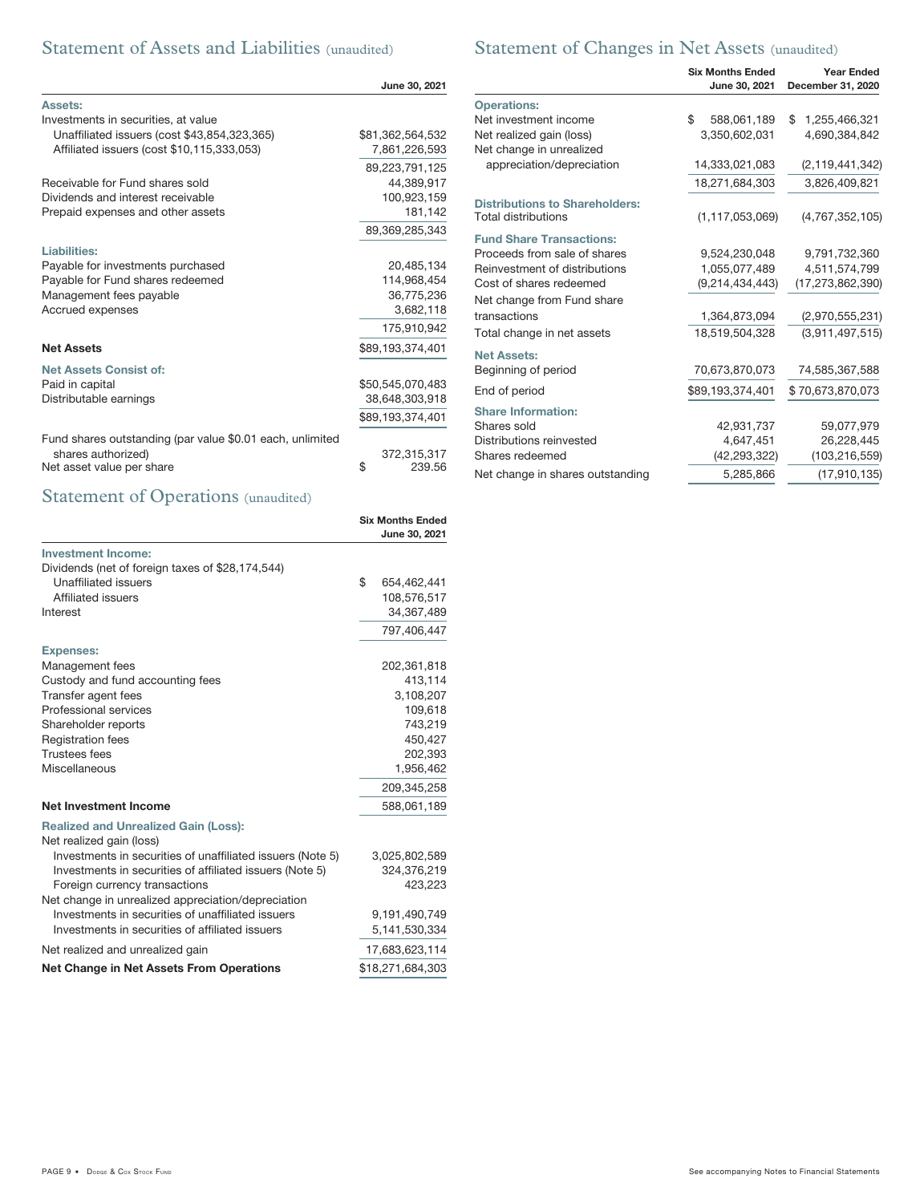## Statement of Assets and Liabilities (unaudited)

| | June 30, 2021 |
|---|---|
| **Assets:** | |
| Investments in securities, at value | |
| Unaffiliated issuers (cost $43,854,323,365) | $81,362,564,532 |
| Affiliated issuers (cost $10,115,333,053) | 7,861,226,593 |
| | 89,223,791,125 |
| Receivable for Fund shares sold | 44,389,917 |
| Dividends and interest receivable | 100,923,159 |
| Prepaid expenses and other assets | 181,142 |
| | 89,369,285,343 |
| **Liabilities:** | |
| Payable for investments purchased | 20,485,134 |
| Payable for Fund shares redeemed | 114,968,454 |
| Management fees payable | 36,775,236 |
| Accrued expenses | 3,682,118 |
| | 175,910,942 |
| **Net Assets** | $89,193,374,401 |
| **Net Assets Consist of:** | |
| Paid in capital | $50,545,070,483 |
| Distributable earnings | 38,648,303,918 |
| | $89,193,374,401 |
| Fund shares outstanding (par value $0.01 each, unlimited shares authorized) | 372,315,317 |
| Net asset value per share | $ 239.56 |

## Statement of Operations (unaudited)

| | Six Months Ended June 30, 2021 |
|---|---|
| **Investment Income:** | |
| Dividends (net of foreign taxes of $28,174,544) | |
| Unaffiliated issuers | $ 654,462,441 |
| Affiliated issuers | 108,576,517 |
| Interest | 34,367,489 |
| | 797,406,447 |
| **Expenses:** | |
| Management fees | 202,361,818 |
| Custody and fund accounting fees | 413,114 |
| Transfer agent fees | 3,108,207 |
| Professional services | 109,618 |
| Shareholder reports | 743,219 |
| Registration fees | 450,427 |
| Trustees fees | 202,393 |
| Miscellaneous | 1,956,462 |
| | 209,345,258 |
| **Net Investment Income** | 588,061,189 |
| **Realized and Unrealized Gain (Loss):** | |
| Net realized gain (loss) | |
| Investments in securities of unaffiliated issuers (Note 5) | 3,025,802,589 |
| Investments in securities of affiliated issuers (Note 5) | 324,376,219 |
| Foreign currency transactions | 423,223 |
| Net change in unrealized appreciation/depreciation | |
| Investments in securities of unaffiliated issuers | 9,191,490,749 |
| Investments in securities of affiliated issuers | 5,141,530,334 |
| Net realized and unrealized gain | 17,683,623,114 |
| **Net Change in Net Assets From Operations** | $18,271,684,303 |

## Statement of Changes in Net Assets (unaudited)

| | Six Months Ended June 30, 2021 | Year Ended December 31, 2020 |
|---|---|---|
| **Operations:** | | |
| Net investment income | $ 588,061,189 | $ 1,255,466,321 |
| Net realized gain (loss) | 3,350,602,031 | 4,690,384,842 |
| Net change in unrealized appreciation/depreciation | 14,333,021,083 | (2,119,441,342) |
| | 18,271,684,303 | 3,826,409,821 |
| **Distributions to Shareholders:** | | |
| Total distributions | (1,117,053,069) | (4,767,352,105) |
| **Fund Share Transactions:** | | |
| Proceeds from sale of shares | 9,524,230,048 | 9,791,732,360 |
| Reinvestment of distributions | 1,055,077,489 | 4,511,574,799 |
| Cost of shares redeemed | (9,214,434,443) | (17,273,862,390) |
| Net change from Fund share transactions | 1,364,873,094 | (2,970,555,231) |
| Total change in net assets | 18,519,504,328 | (3,911,497,515) |
| **Net Assets:** | | |
| Beginning of period | 70,673,870,073 | 74,585,367,588 |
| End of period | $89,193,374,401 | $ 70,673,870,073 |
| **Share Information:** | | |
| Shares sold | 42,931,737 | 59,077,979 |
| Distributions reinvested | 4,647,451 | 26,228,445 |
| Shares redeemed | (42,293,322) | (103,216,559) |
| Net change in shares outstanding | 5,285,866 | (17,910,135) |

See accompanying Notes to Financial Statements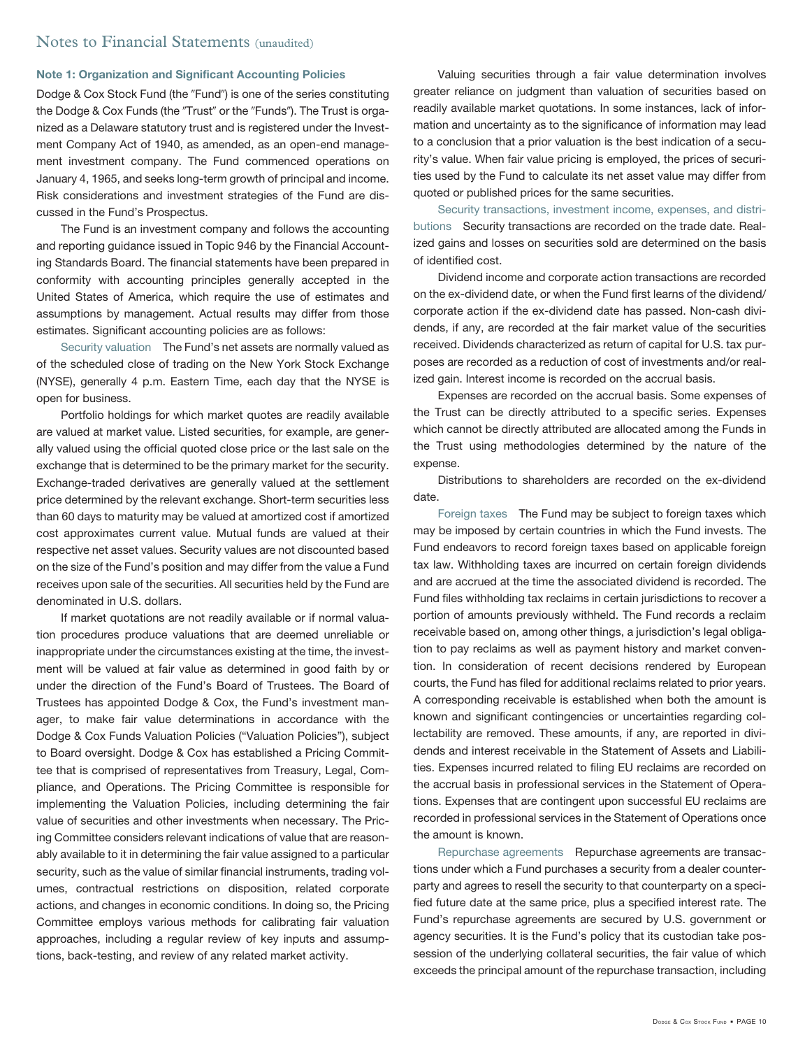## Notes to Financial Statements (unaudited)

### Note 1: Organization and Significant Accounting Policies

Dodge & Cox Stock Fund (the "Fund") is one of the series constituting the Dodge & Cox Funds (the "Trust" or the "Funds"). The Trust is organized as a Delaware statutory trust and is registered under the Investment Company Act of 1940, as amended, as an open-end management investment company. The Fund commenced operations on January 4, 1965, and seeks long-term growth of principal and income. Risk considerations and investment strategies of the Fund are discussed in the Fund's Prospectus.

The Fund is an investment company and follows the accounting and reporting guidance issued in Topic 946 by the Financial Accounting Standards Board. The financial statements have been prepared in conformity with accounting principles generally accepted in the United States of America, which require the use of estimates and assumptions by management. Actual results may differ from those estimates. Significant accounting policies are as follows:

Security valuation The Fund's net assets are normally valued as of the scheduled close of trading on the New York Stock Exchange (NYSE), generally 4 p.m. Eastern Time, each day that the NYSE is open for business.

Portfolio holdings for which market quotes are readily available are valued at market value. Listed securities, for example, are generally valued using the official quoted close price or the last sale on the exchange that is determined to be the primary market for the security. Exchange-traded derivatives are generally valued at the settlement price determined by the relevant exchange. Short-term securities less than 60 days to maturity may be valued at amortized cost if amortized cost approximates current value. Mutual funds are valued at their respective net asset values. Security values are not discounted based on the size of the Fund's position and may differ from the value a Fund receives upon sale of the securities. All securities held by the Fund are denominated in U.S. dollars.

If market quotations are not readily available or if normal valuation procedures produce valuations that are deemed unreliable or inappropriate under the circumstances existing at the time, the investment will be valued at fair value as determined in good faith by or under the direction of the Fund's Board of Trustees. The Board of Trustees has appointed Dodge & Cox, the Fund's investment manager, to make fair value determinations in accordance with the Dodge & Cox Funds Valuation Policies ("Valuation Policies"), subject to Board oversight. Dodge & Cox has established a Pricing Committee that is comprised of representatives from Treasury, Legal, Compliance, and Operations. The Pricing Committee is responsible for implementing the Valuation Policies, including determining the fair value of securities and other investments when necessary. The Pricing Committee considers relevant indications of value that are reasonably available to it in determining the fair value assigned to a particular security, such as the value of similar financial instruments, trading volumes, contractual restrictions on disposition, related corporate actions, and changes in economic conditions. In doing so, the Pricing Committee employs various methods for calibrating fair valuation approaches, including a regular review of key inputs and assumptions, back-testing, and review of any related market activity.

Valuing securities through a fair value determination involves greater reliance on judgment than valuation of securities based on readily available market quotations. In some instances, lack of information and uncertainty as to the significance of information may lead to a conclusion that a prior valuation is the best indication of a security's value. When fair value pricing is employed, the prices of securities used by the Fund to calculate its net asset value may differ from quoted or published prices for the same securities.

Security transactions, investment income, expenses, and distributions Security transactions are recorded on the trade date. Realized gains and losses on securities sold are determined on the basis of identified cost.

Dividend income and corporate action transactions are recorded on the ex-dividend date, or when the Fund first learns of the dividend/corporate action if the ex-dividend date has passed. Non-cash dividends, if any, are recorded at the fair market value of the securities received. Dividends characterized as return of capital for U.S. tax purposes are recorded as a reduction of cost of investments and/or realized gain. Interest income is recorded on the accrual basis.

Expenses are recorded on the accrual basis. Some expenses of the Trust can be directly attributed to a specific series. Expenses which cannot be directly attributed are allocated among the Funds in the Trust using methodologies determined by the nature of the expense.

Distributions to shareholders are recorded on the ex-dividend date.

Foreign taxes The Fund may be subject to foreign taxes which may be imposed by certain countries in which the Fund invests. The Fund endeavors to record foreign taxes based on applicable foreign tax law. Withholding taxes are incurred on certain foreign dividends and are accrued at the time the associated dividend is recorded. The Fund files withholding tax reclaims in certain jurisdictions to recover a portion of amounts previously withheld. The Fund records a reclaim receivable based on, among other things, a jurisdiction's legal obligation to pay reclaims as well as payment history and market convention. In consideration of recent decisions rendered by European courts, the Fund has filed for additional reclaims related to prior years. A corresponding receivable is established when both the amount is known and significant contingencies or uncertainties regarding collectability are removed. These amounts, if any, are reported in dividends and interest receivable in the Statement of Assets and Liabilities. Expenses incurred related to filing EU reclaims are recorded on the accrual basis in professional services in the Statement of Operations. Expenses that are contingent upon successful EU reclaims are recorded in professional services in the Statement of Operations once the amount is known.

Repurchase agreements Repurchase agreements are transactions under which a Fund purchases a security from a dealer counterparty and agrees to resell the security to that counterparty on a specified future date at the same price, plus a specified interest rate. The Fund's repurchase agreements are secured by U.S. government or agency securities. It is the Fund's policy that its custodian take possession of the underlying collateral securities, the fair value of which exceeds the principal amount of the repurchase transaction, including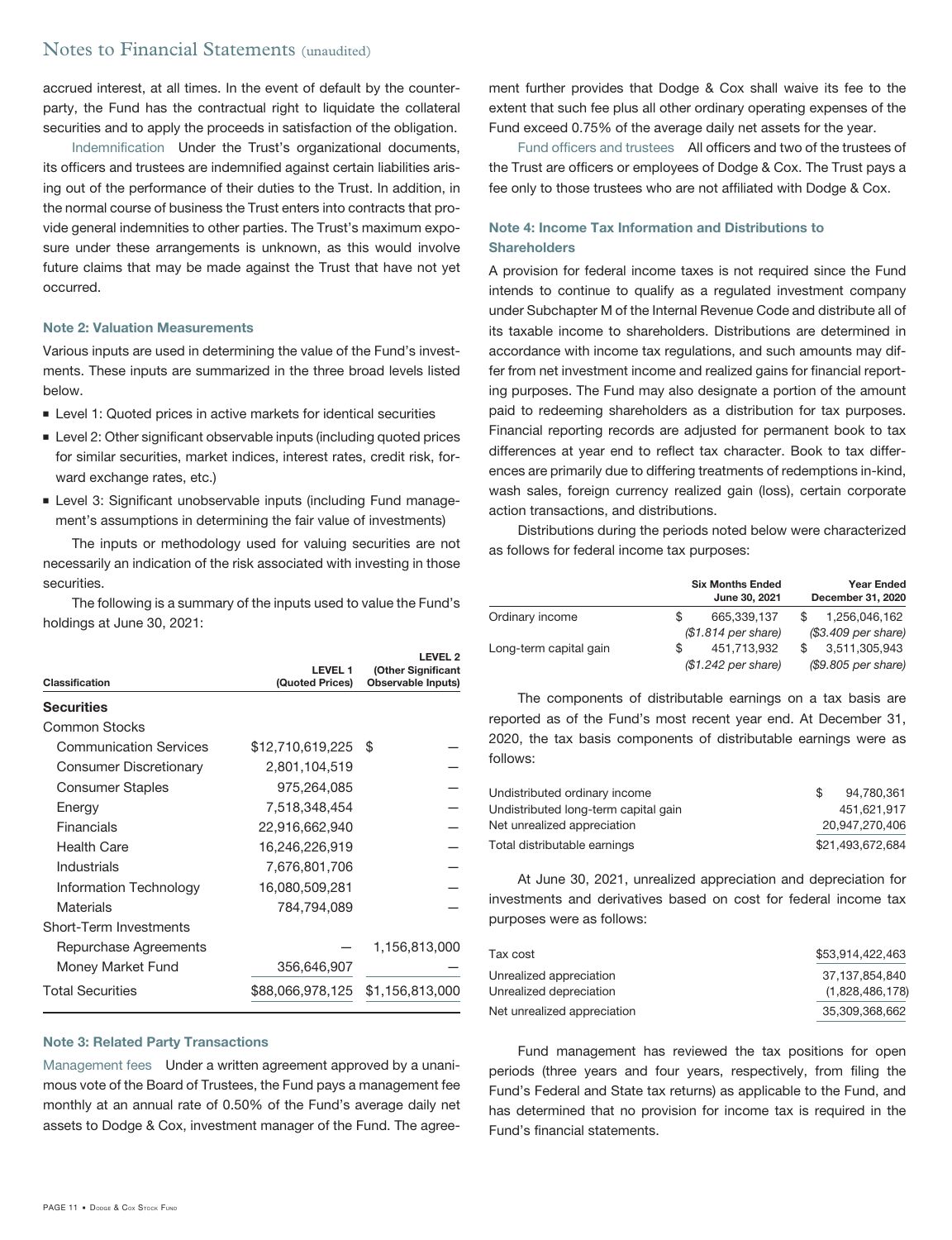accrued interest, at all times. In the event of default by the counterparty, the Fund has the contractual right to liquidate the collateral securities and to apply the proceeds in satisfaction of the obligation.

Indemnification Under the Trust's organizational documents, its officers and trustees are indemnified against certain liabilities arising out of the performance of their duties to the Trust. In addition, in the normal course of business the Trust enters into contracts that provide general indemnities to other parties. The Trust's maximum exposure under these arrangements is unknown, as this would involve future claims that may be made against the Trust that have not yet occurred.

### Note 2: Valuation Measurements

Various inputs are used in determining the value of the Fund's investments. These inputs are summarized in the three broad levels listed below.

- Level 1: Quoted prices in active markets for identical securities
- Level 2: Other significant observable inputs (including quoted prices for similar securities, market indices, interest rates, credit risk, forward exchange rates, etc.)
- Level 3: Significant unobservable inputs (including Fund management's assumptions in determining the fair value of investments)

The inputs or methodology used for valuing securities are not necessarily an indication of the risk associated with investing in those securities.

The following is a summary of the inputs used to value the Fund's holdings at June 30, 2021:

| Classification | LEVEL 1 (Quoted Prices) | LEVEL 2 (Other Significant Observable Inputs) |
|---|---|---|
| **Securities** | | |
| Common Stocks | | |
| Communication Services | $12,710,619,225 | $ — |
| Consumer Discretionary | 2,801,104,519 | — |
| Consumer Staples | 975,264,085 | — |
| Energy | 7,518,348,454 | — |
| Financials | 22,916,662,940 | — |
| Health Care | 16,246,226,919 | — |
| Industrials | 7,676,801,706 | — |
| Information Technology | 16,080,509,281 | — |
| Materials | 784,794,089 | — |
| Short-Term Investments | | |
| Repurchase Agreements | — | 1,156,813,000 |
| Money Market Fund | 356,646,907 | — |
| Total Securities | $88,066,978,125 | $1,156,813,000 |

### Note 3: Related Party Transactions

Management fees Under a written agreement approved by a unanimous vote of the Board of Trustees, the Fund pays a management fee monthly at an annual rate of 0.50% of the Fund's average daily net assets to Dodge & Cox, investment manager of the Fund. The agreement further provides that Dodge & Cox shall waive its fee to the extent that such fee plus all other ordinary operating expenses of the Fund exceed 0.75% of the average daily net assets for the year.

Fund officers and trustees All officers and two of the trustees of the Trust are officers or employees of Dodge & Cox. The Trust pays a fee only to those trustees who are not affiliated with Dodge & Cox.

### Note 4: Income Tax Information and Distributions to Shareholders

A provision for federal income taxes is not required since the Fund intends to continue to qualify as a regulated investment company under Subchapter M of the Internal Revenue Code and distribute all of its taxable income to shareholders. Distributions are determined in accordance with income tax regulations, and such amounts may differ from net investment income and realized gains for financial reporting purposes. The Fund may also designate a portion of the amount paid to redeeming shareholders as a distribution for tax purposes. Financial reporting records are adjusted for permanent book to tax differences at year end to reflect tax character. Book to tax differences are primarily due to differing treatments of redemptions in-kind, wash sales, foreign currency realized gain (loss), certain corporate action transactions, and distributions.

Distributions during the periods noted below were characterized as follows for federal income tax purposes:

| | Six Months Ended June 30, 2021 | Year Ended December 31, 2020 |
|---|---|---|
| Ordinary income | $ 665,339,137 | $ 1,256,046,162 |
| | *($1.814 per share)* | *($3.409 per share)* |
| Long-term capital gain | $ 451,713,932 | $ 3,511,305,943 |
| | *($1.242 per share)* | *($9.805 per share)* |

The components of distributable earnings on a tax basis are reported as of the Fund's most recent year end. At December 31, 2020, the tax basis components of distributable earnings were as follows:

| | |
|---|---|
| Undistributed ordinary income | $ 94,780,361 |
| Undistributed long-term capital gain | 451,621,917 |
| Net unrealized appreciation | 20,947,270,406 |
| Total distributable earnings | $21,493,672,684 |

At June 30, 2021, unrealized appreciation and depreciation for investments and derivatives based on cost for federal income tax purposes were as follows:

| | |
|---|---|
| Tax cost | $53,914,422,463 |
| Unrealized appreciation | 37,137,854,840 |
| Unrealized depreciation | (1,828,486,178) |
| Net unrealized appreciation | 35,309,368,662 |

Fund management has reviewed the tax positions for open periods (three years and four years, respectively, from filing the Fund's Federal and State tax returns) as applicable to the Fund, and has determined that no provision for income tax is required in the Fund's financial statements.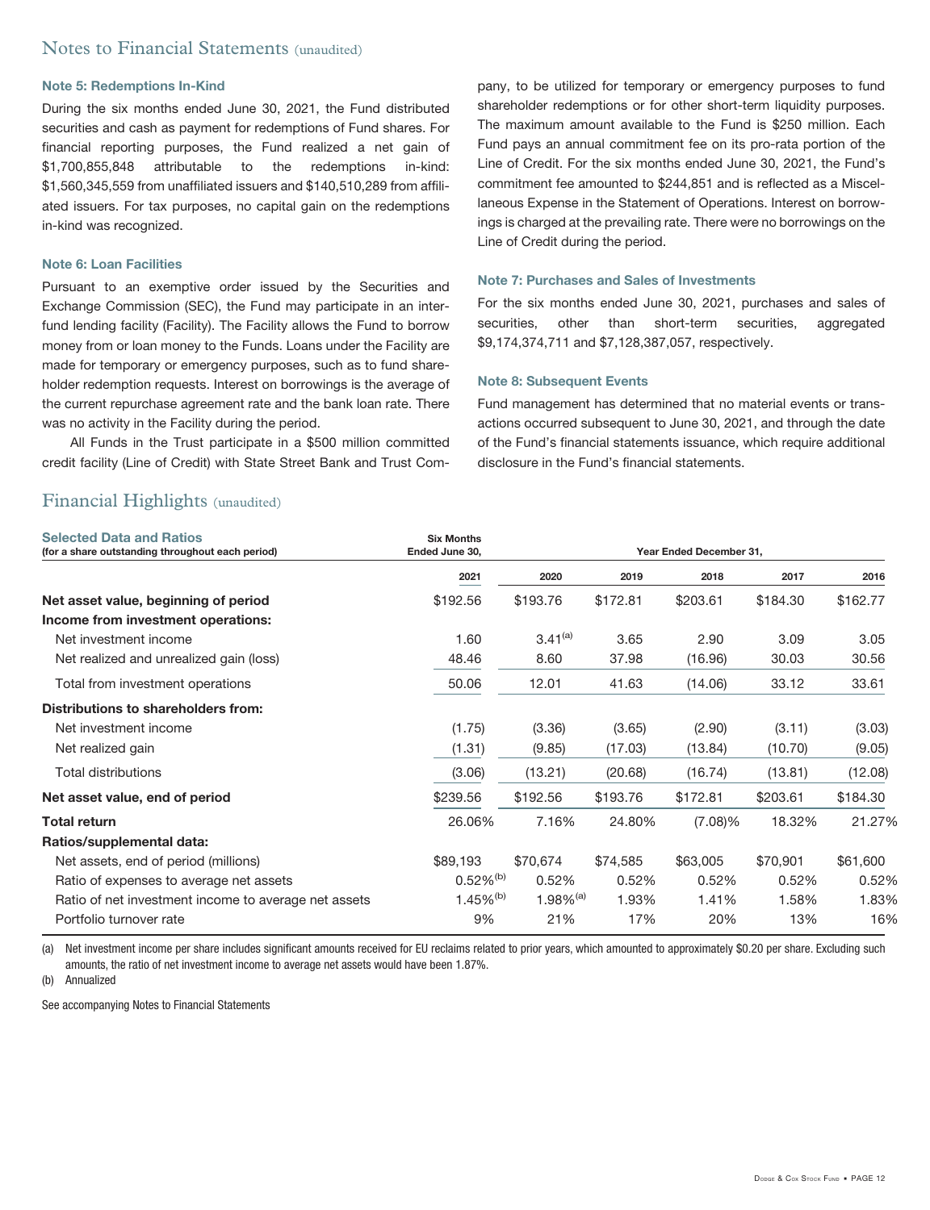# Notes to Financial Statements (unaudited)

### Note 5: Redemptions In-Kind

During the six months ended June 30, 2021, the Fund distributed securities and cash as payment for redemptions of Fund shares. For financial reporting purposes, the Fund realized a net gain of $1,700,855,848 attributable to the redemptions in-kind: $1,560,345,559 from unaffiliated issuers and $140,510,289 from affiliated issuers. For tax purposes, no capital gain on the redemptions in-kind was recognized.

### Note 6: Loan Facilities

Pursuant to an exemptive order issued by the Securities and Exchange Commission (SEC), the Fund may participate in an interfund lending facility (Facility). The Facility allows the Fund to borrow money from or loan money to the Funds. Loans under the Facility are made for temporary or emergency purposes, such as to fund shareholder redemption requests. Interest on borrowings is the average of the current repurchase agreement rate and the bank loan rate. There was no activity in the Facility during the period.

All Funds in the Trust participate in a $500 million committed credit facility (Line of Credit) with State Street Bank and Trust Company, to be utilized for temporary or emergency purposes to fund shareholder redemptions or for other short-term liquidity purposes. The maximum amount available to the Fund is $250 million. Each Fund pays an annual commitment fee on its pro-rata portion of the Line of Credit. For the six months ended June 30, 2021, the Fund's commitment fee amounted to $244,851 and is reflected as a Miscellaneous Expense in the Statement of Operations. Interest on borrowings is charged at the prevailing rate. There were no borrowings on the Line of Credit during the period.

### Note 7: Purchases and Sales of Investments

For the six months ended June 30, 2021, purchases and sales of securities, other than short-term securities, aggregated $9,174,374,711 and $7,128,387,057, respectively.

### Note 8: Subsequent Events

Fund management has determined that no material events or transactions occurred subsequent to June 30, 2021, and through the date of the Fund's financial statements issuance, which require additional disclosure in the Fund's financial statements.

# Financial Highlights (unaudited)

| Selected Data and Ratios (for a share outstanding throughout each period) | Six Months Ended June 30, | Year Ended December 31, | | | | |
|---|---|---|---|---|---|---|
| | 2021 | 2020 | 2019 | 2018 | 2017 | 2016 |
| **Net asset value, beginning of period** | $192.56 | $193.76 | $172.81 | $203.61 | $184.30 | $162.77 |
| **Income from investment operations:** | | | | | | |
| Net investment income | 1.60 | 3.41[(a)] | 3.65 | 2.90 | 3.09 | 3.05 |
| Net realized and unrealized gain (loss) | 48.46 | 8.60 | 37.98 | (16.96) | 30.03 | 30.56 |
| Total from investment operations | 50.06 | 12.01 | 41.63 | (14.06) | 33.12 | 33.61 |
| **Distributions to shareholders from:** | | | | | | |
| Net investment income | (1.75) | (3.36) | (3.65) | (2.90) | (3.11) | (3.03) |
| Net realized gain | (1.31) | (9.85) | (17.03) | (13.84) | (10.70) | (9.05) |
| Total distributions | (3.06) | (13.21) | (20.68) | (16.74) | (13.81) | (12.08) |
| **Net asset value, end of period** | $239.56 | $192.56 | $193.76 | $172.81 | $203.61 | $184.30 |
| **Total return** | 26.06% | 7.16% | 24.80% | (7.08)% | 18.32% | 21.27% |
| **Ratios/supplemental data:** | | | | | | |
| Net assets, end of period (millions) | $89,193 | $70,674 | $74,585 | $63,005 | $70,901 | $61,600 |
| Ratio of expenses to average net assets | 0.52%[(b)] | 0.52% | 0.52% | 0.52% | 0.52% | 0.52% |
| Ratio of net investment income to average net assets | 1.45%[(b)] | 1.98%[(a)] | 1.93% | 1.41% | 1.58% | 1.83% |
| Portfolio turnover rate | 9% | 21% | 17% | 20% | 13% | 16% |

(a) Net investment income per share includes significant amounts received for EU reclaims related to prior years, which amounted to approximately $0.20 per share. Excluding such amounts, the ratio of net investment income to average net assets would have been 1.87%.

(b) Annualized

See accompanying Notes to Financial Statements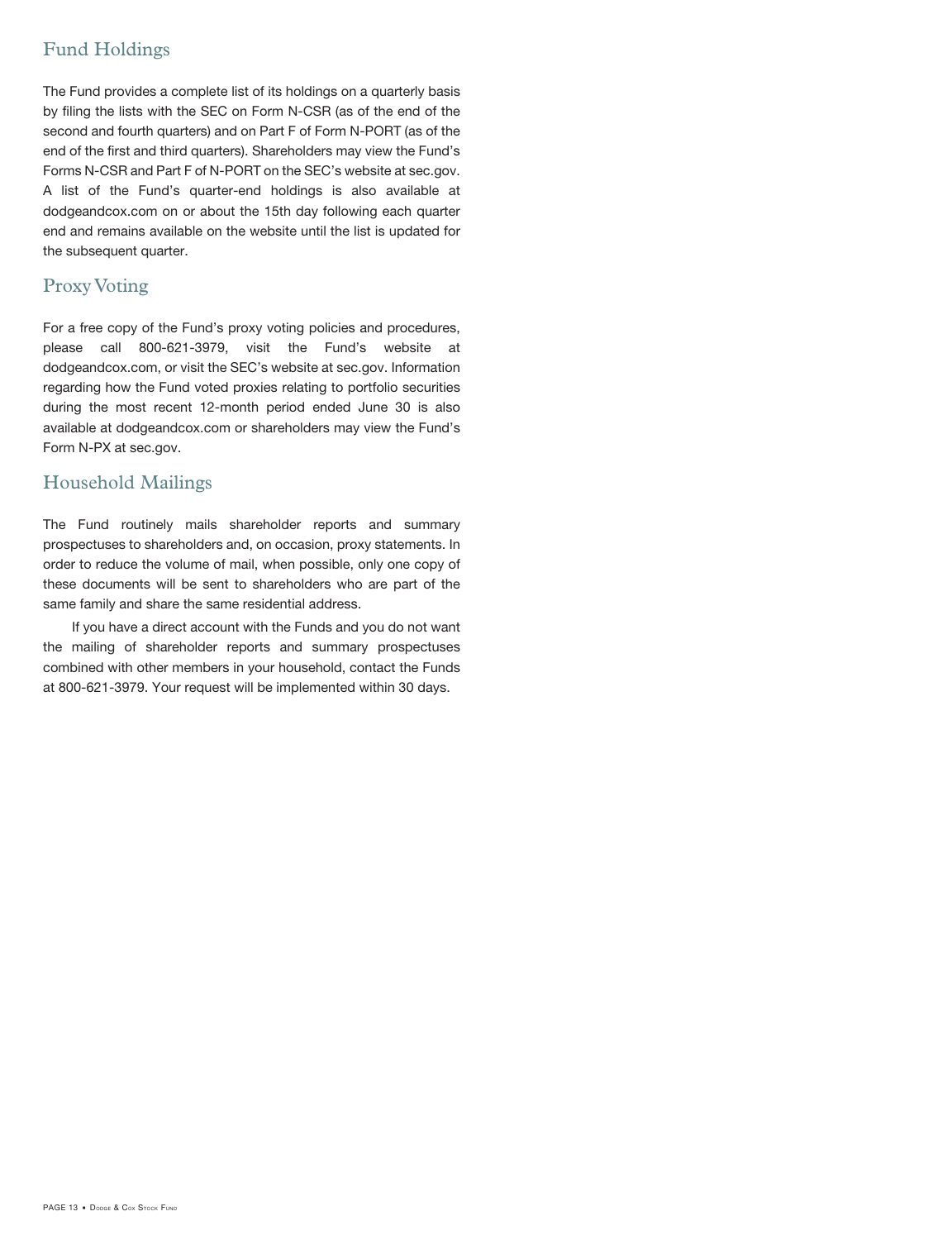## Fund Holdings

The Fund provides a complete list of its holdings on a quarterly basis by filing the lists with the SEC on Form N-CSR (as of the end of the second and fourth quarters) and on Part F of Form N-PORT (as of the end of the first and third quarters). Shareholders may view the Fund's Forms N-CSR and Part F of N-PORT on the SEC's website at sec.gov. A list of the Fund's quarter-end holdings is also available at dodgeandcox.com on or about the 15th day following each quarter end and remains available on the website until the list is updated for the subsequent quarter.

## Proxy Voting

For a free copy of the Fund's proxy voting policies and procedures, please call 800-621-3979, visit the Fund's website at dodgeandcox.com, or visit the SEC's website at sec.gov. Information regarding how the Fund voted proxies relating to portfolio securities during the most recent 12-month period ended June 30 is also available at dodgeandcox.com or shareholders may view the Fund's Form N-PX at sec.gov.

## Household Mailings

The Fund routinely mails shareholder reports and summary prospectuses to shareholders and, on occasion, proxy statements. In order to reduce the volume of mail, when possible, only one copy of these documents will be sent to shareholders who are part of the same family and share the same residential address.

If you have a direct account with the Funds and you do not want the mailing of shareholder reports and summary prospectuses combined with other members in your household, contact the Funds at 800-621-3979. Your request will be implemented within 30 days.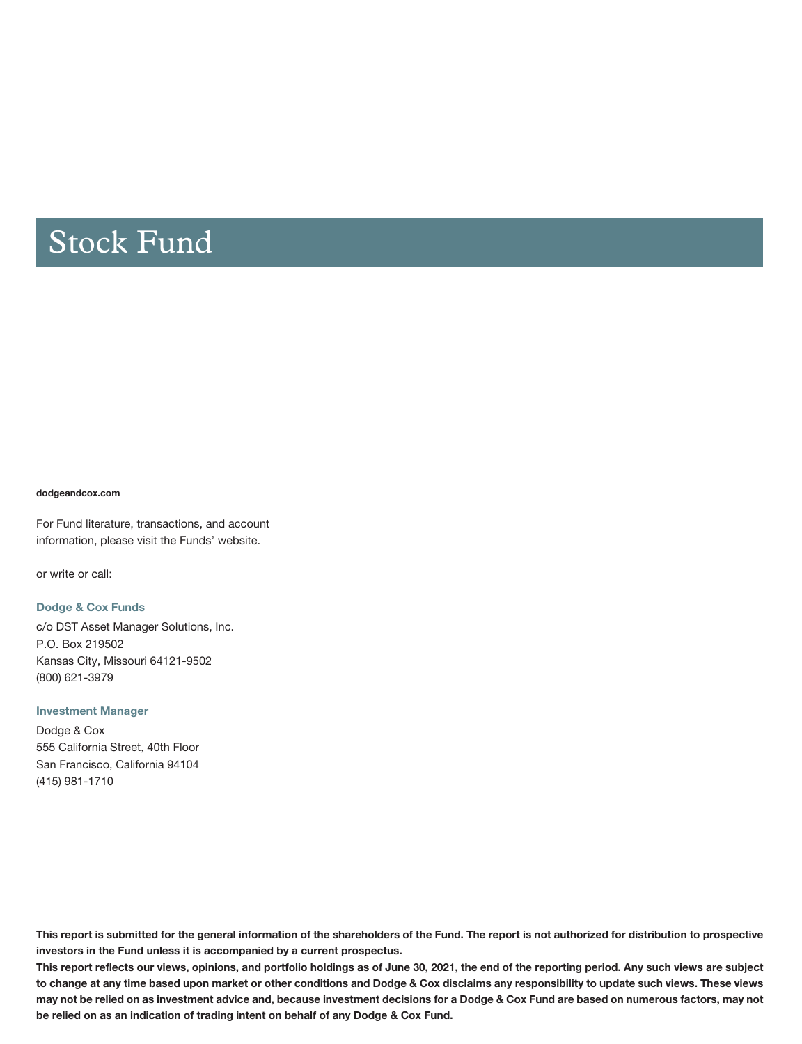# Stock Fund

**dodgeandcox.com**

For Fund literature, transactions, and account information, please visit the Funds' website.

or write or call:

**Dodge & Cox Funds**

c/o DST Asset Manager Solutions, Inc.
P.O. Box 219502
Kansas City, Missouri 64121-9502
(800) 621-3979

**Investment Manager**

Dodge & Cox
555 California Street, 40th Floor
San Francisco, California 94104
(415) 981-1710

**This report is submitted for the general information of the shareholders of the Fund. The report is not authorized for distribution to prospective investors in the Fund unless it is accompanied by a current prospectus.**

**This report reflects our views, opinions, and portfolio holdings as of June 30, 2021, the end of the reporting period. Any such views are subject to change at any time based upon market or other conditions and Dodge & Cox disclaims any responsibility to update such views. These views may not be relied on as investment advice and, because investment decisions for a Dodge & Cox Fund are based on numerous factors, may not be relied on as an indication of trading intent on behalf of any Dodge & Cox Fund.**